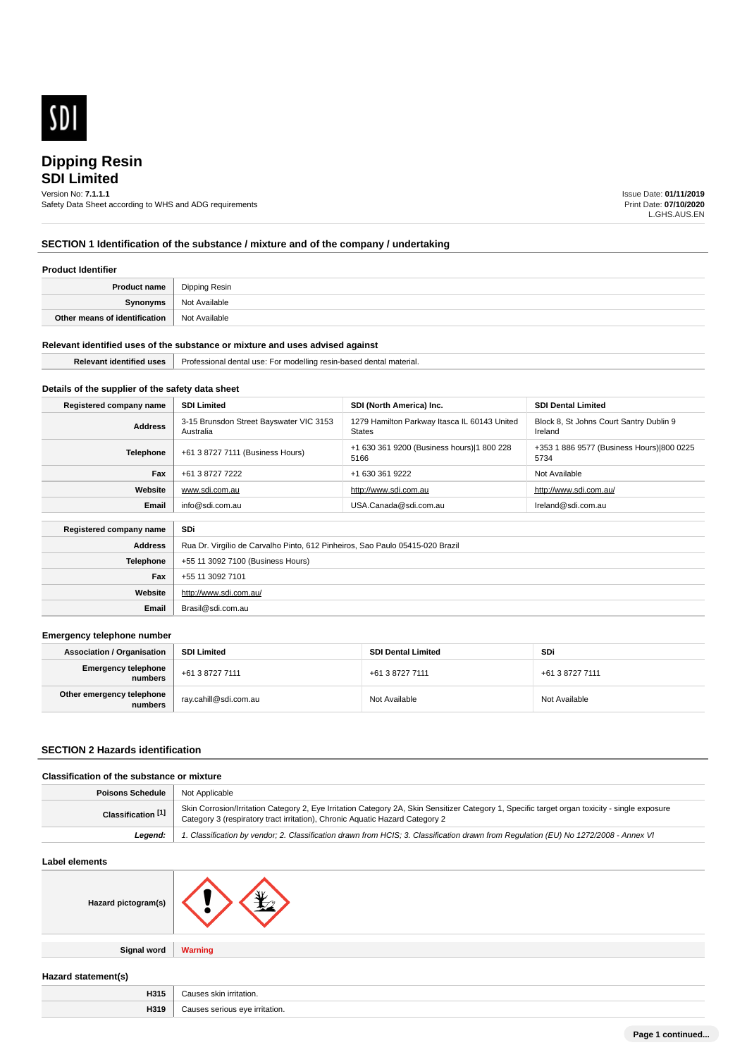# Dipping Resin

## SDI Limited

Version No: **7.1.1.1**
Safety Data Sheet according to WHS and ADG requirements

Issue Date: **01/11/2019**
Print Date: **07/10/2020**
L.GHS.AUS.EN

## SECTION 1 Identification of the substance / mixture and of the company / undertaking

### Product Identifier

| | |
|---|---|
| **Product name** | Dipping Resin |
| **Synonyms** | Not Available |
| **Other means of identification** | Not Available |

### Relevant identified uses of the substance or mixture and uses advised against

| | |
|---|---|
| **Relevant identified uses** | Professional dental use: For modelling resin-based dental material. |

### Details of the supplier of the safety data sheet

| **Registered company name** | **SDI Limited** | **SDI (North America) Inc.** | **SDI Dental Limited** |
|---|---|---|---|
| **Address** | 3-15 Brunsdon Street Bayswater VIC 3153 Australia | 1279 Hamilton Parkway Itasca IL 60143 United States | Block 8, St Johns Court Santry Dublin 9 Ireland |
| **Telephone** | +61 3 8727 7111 (Business Hours) | +1 630 361 9200 (Business hours)\|1 800 228 5166 | +353 1 886 9577 (Business Hours)\|800 0225 5734 |
| **Fax** | +61 3 8727 7222 | +1 630 361 9222 | Not Available |
| **Website** | www.sdi.com.au | http://www.sdi.com.au | http://www.sdi.com.au/ |
| **Email** | info@sdi.com.au | USA.Canada@sdi.com.au | Ireland@sdi.com.au |

| **Registered company name** | **SDi** |
|---|---|
| **Address** | Rua Dr. Virgílio de Carvalho Pinto, 612 Pinheiros, Sao Paulo 05415-020 Brazil |
| **Telephone** | +55 11 3092 7100 (Business Hours) |
| **Fax** | +55 11 3092 7101 |
| **Website** | http://www.sdi.com.au/ |
| **Email** | Brasil@sdi.com.au |

### Emergency telephone number

| **Association / Organisation** | **SDI Limited** | **SDI Dental Limited** | **SDi** |
|---|---|---|---|
| **Emergency telephone numbers** | +61 3 8727 7111 | +61 3 8727 7111 | +61 3 8727 7111 |
| **Other emergency telephone numbers** | ray.cahill@sdi.com.au | Not Available | Not Available |

## SECTION 2 Hazards identification

### Classification of the substance or mixture

| | |
|---|---|
| **Poisons Schedule** | Not Applicable |
| **Classification [1]** | Skin Corrosion/Irritation Category 2, Eye Irritation Category 2A, Skin Sensitizer Category 1, Specific target organ toxicity - single exposure Category 3 (respiratory tract irritation), Chronic Aquatic Hazard Category 2 |
| ***Legend:*** | *1. Classification by vendor; 2. Classification drawn from HCIS; 3. Classification drawn from Regulation (EU) No 1272/2008 - Annex VI* |

### Label elements

| | |
|---|---|
| **Hazard pictogram(s)** | |
| **Signal word** | **Warning** |

### Hazard statement(s)

| | |
|---|---|
| **H315** | Causes skin irritation. |
| **H319** | Causes serious eye irritation. |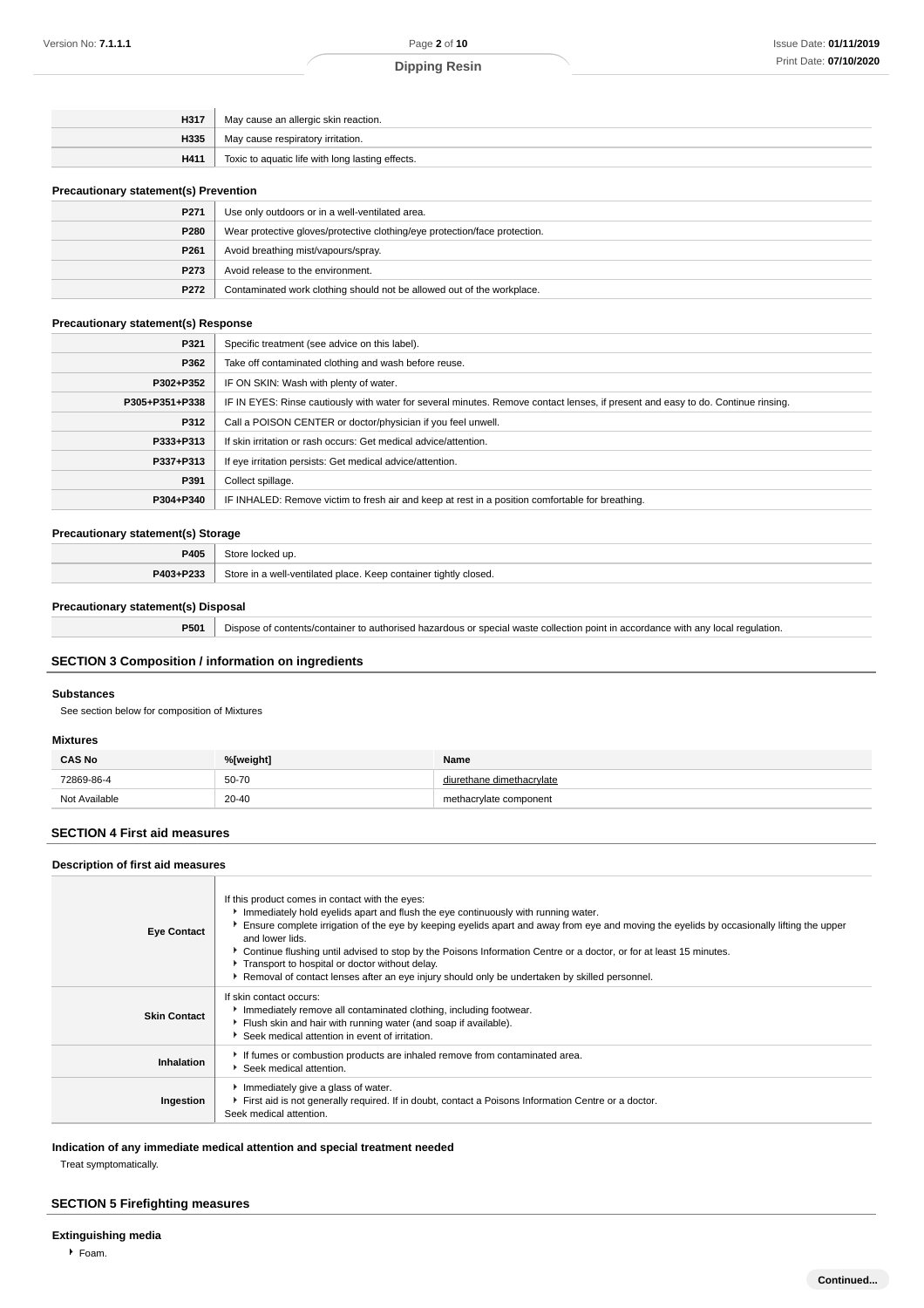| | |
|---|---|
| **H317** | May cause an allergic skin reaction. |
| **H335** | May cause respiratory irritation. |
| **H411** | Toxic to aquatic life with long lasting effects. |

**Precautionary statement(s) Prevention**

| | |
|---|---|
| **P271** | Use only outdoors or in a well-ventilated area. |
| **P280** | Wear protective gloves/protective clothing/eye protection/face protection. |
| **P261** | Avoid breathing mist/vapours/spray. |
| **P273** | Avoid release to the environment. |
| **P272** | Contaminated work clothing should not be allowed out of the workplace. |

**Precautionary statement(s) Response**

| | |
|---|---|
| **P321** | Specific treatment (see advice on this label). |
| **P362** | Take off contaminated clothing and wash before reuse. |
| **P302+P352** | IF ON SKIN: Wash with plenty of water. |
| **P305+P351+P338** | IF IN EYES: Rinse cautiously with water for several minutes. Remove contact lenses, if present and easy to do. Continue rinsing. |
| **P312** | Call a POISON CENTER or doctor/physician if you feel unwell. |
| **P333+P313** | If skin irritation or rash occurs: Get medical advice/attention. |
| **P337+P313** | If eye irritation persists: Get medical advice/attention. |
| **P391** | Collect spillage. |
| **P304+P340** | IF INHALED: Remove victim to fresh air and keep at rest in a position comfortable for breathing. |

**Precautionary statement(s) Storage**

| | |
|---|---|
| **P405** | Store locked up. |
| **P403+P233** | Store in a well-ventilated place. Keep container tightly closed. |

**Precautionary statement(s) Disposal**

| | |
|---|---|
| **P501** | Dispose of contents/container to authorised hazardous or special waste collection point in accordance with any local regulation. |

## SECTION 3 Composition / information on ingredients

**Substances**

See section below for composition of Mixtures

**Mixtures**

| CAS No | %[weight] | Name |
|---|---|---|
| 72869-86-4 | 50-70 | diurethane dimethacrylate |
| Not Available | 20-40 | methacrylate component |

## SECTION 4 First aid measures

**Description of first aid measures**

| | |
|---|---|
| **Eye Contact** | If this product comes in contact with the eyes:<br>▸ Immediately hold eyelids apart and flush the eye continuously with running water.<br>▸ Ensure complete irrigation of the eye by keeping eyelids apart and away from eye and moving the eyelids by occasionally lifting the upper and lower lids.<br>▸ Continue flushing until advised to stop by the Poisons Information Centre or a doctor, or for at least 15 minutes.<br>▸ Transport to hospital or doctor without delay.<br>▸ Removal of contact lenses after an eye injury should only be undertaken by skilled personnel. |
| **Skin Contact** | If skin contact occurs:<br>▸ Immediately remove all contaminated clothing, including footwear.<br>▸ Flush skin and hair with running water (and soap if available).<br>▸ Seek medical attention in event of irritation. |
| **Inhalation** | ▸ If fumes or combustion products are inhaled remove from contaminated area.<br>▸ Seek medical attention. |
| **Ingestion** | ▸ Immediately give a glass of water.<br>▸ First aid is not generally required. If in doubt, contact a Poisons Information Centre or a doctor.<br>Seek medical attention. |

**Indication of any immediate medical attention and special treatment needed**

Treat symptomatically.

## SECTION 5 Firefighting measures

**Extinguishing media**

- Foam.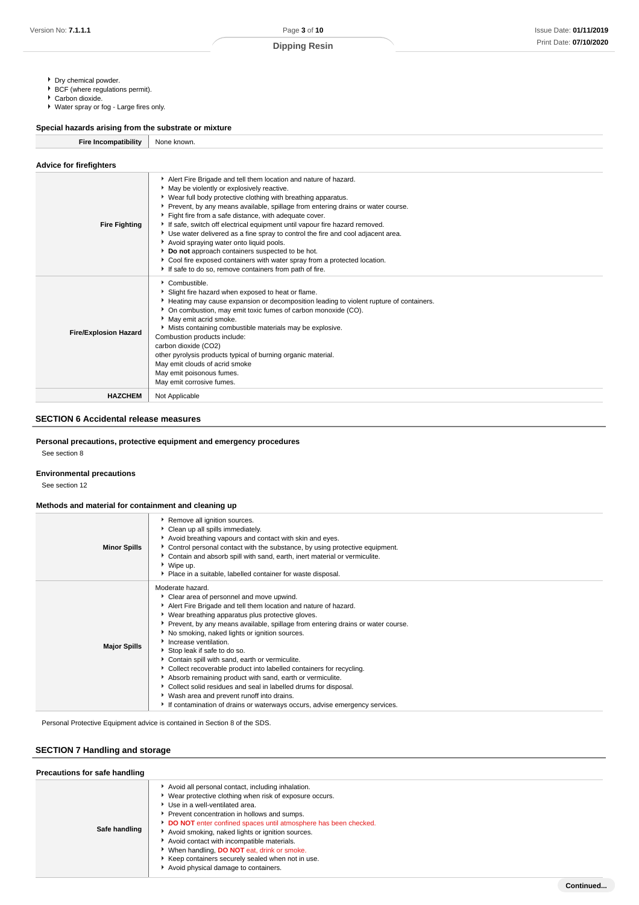- Dry chemical powder.
- BCF (where regulations permit).
- Carbon dioxide.
- Water spray or fog - Large fires only.

### Special hazards arising from the substrate or mixture

| | |
|---|---|
| **Fire Incompatibility** | None known. |

### Advice for firefighters

| | |
|---|---|
| **Fire Fighting** | - Alert Fire Brigade and tell them location and nature of hazard.<br>- May be violently or explosively reactive.<br>- Wear full body protective clothing with breathing apparatus.<br>- Prevent, by any means available, spillage from entering drains or water course.<br>- Fight fire from a safe distance, with adequate cover.<br>- If safe, switch off electrical equipment until vapour fire hazard removed.<br>- Use water delivered as a fine spray to control the fire and cool adjacent area.<br>- Avoid spraying water onto liquid pools.<br>- **Do not** approach containers suspected to be hot.<br>- Cool fire exposed containers with water spray from a protected location.<br>- If safe to do so, remove containers from path of fire. |
| **Fire/Explosion Hazard** | - Combustible.<br>- Slight fire hazard when exposed to heat or flame.<br>- Heating may cause expansion or decomposition leading to violent rupture of containers.<br>- On combustion, may emit toxic fumes of carbon monoxide (CO).<br>- May emit acrid smoke.<br>- Mists containing combustible materials may be explosive.<br>Combustion products include:<br>carbon dioxide ($CO_2$)<br>other pyrolysis products typical of burning organic material.<br>May emit clouds of acrid smoke<br>May emit poisonous fumes.<br>May emit corrosive fumes. |
| **HAZCHEM** | Not Applicable |

## SECTION 6 Accidental release measures

### Personal precautions, protective equipment and emergency procedures

See section 8

### Environmental precautions

See section 12

### Methods and material for containment and cleaning up

| | |
|---|---|
| **Minor Spills** | - Remove all ignition sources.<br>- Clean up all spills immediately.<br>- Avoid breathing vapours and contact with skin and eyes.<br>- Control personal contact with the substance, by using protective equipment.<br>- Contain and absorb spill with sand, earth, inert material or vermiculite.<br>- Wipe up.<br>- Place in a suitable, labelled container for waste disposal. |
| **Major Spills** | Moderate hazard.<br>- Clear area of personnel and move upwind.<br>- Alert Fire Brigade and tell them location and nature of hazard.<br>- Wear breathing apparatus plus protective gloves.<br>- Prevent, by any means available, spillage from entering drains or water course.<br>- No smoking, naked lights or ignition sources.<br>- Increase ventilation.<br>- Stop leak if safe to do so.<br>- Contain spill with sand, earth or vermiculite.<br>- Collect recoverable product into labelled containers for recycling.<br>- Absorb remaining product with sand, earth or vermiculite.<br>- Collect solid residues and seal in labelled drums for disposal.<br>- Wash area and prevent runoff into drains.<br>- If contamination of drains or waterways occurs, advise emergency services. |

Personal Protective Equipment advice is contained in Section 8 of the SDS.

## SECTION 7 Handling and storage

### Precautions for safe handling

| | |
|---|---|
| **Safe handling** | - Avoid all personal contact, including inhalation.<br>- Wear protective clothing when risk of exposure occurs.<br>- Use in a well-ventilated area.<br>- Prevent concentration in hollows and sumps.<br>- **DO NOT** enter confined spaces until atmosphere has been checked.<br>- Avoid smoking, naked lights or ignition sources.<br>- Avoid contact with incompatible materials.<br>- When handling, **DO NOT** eat, drink or smoke.<br>- Keep containers securely sealed when not in use.<br>- Avoid physical damage to containers. |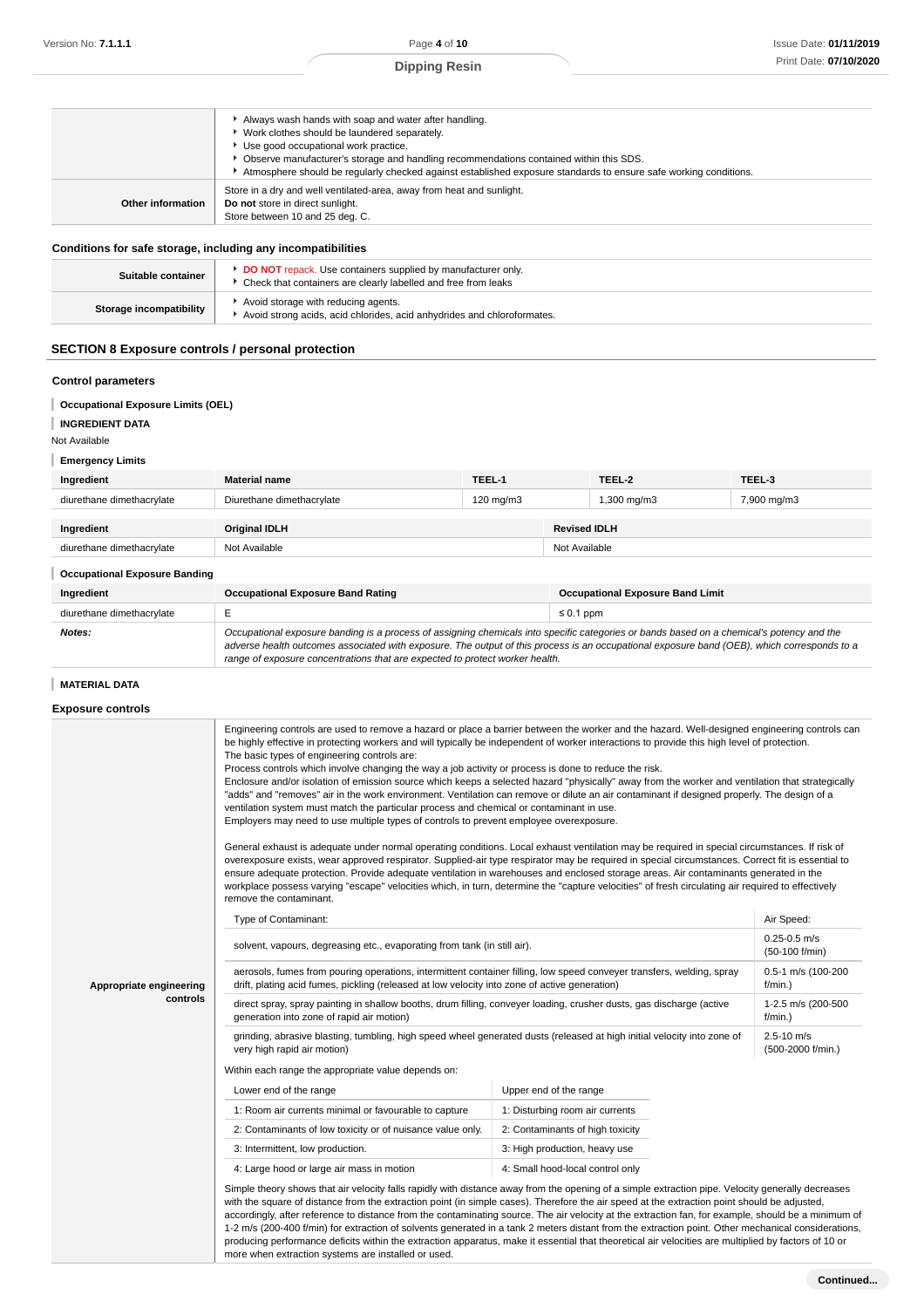| | |
|---|---|
| | - Always wash hands with soap and water after handling.<br>- Work clothes should be laundered separately.<br>- Use good occupational work practice.<br>- Observe manufacturer's storage and handling recommendations contained within this SDS.<br>- Atmosphere should be regularly checked against established exposure standards to ensure safe working conditions. |
| **Other information** | Store in a dry and well ventilated-area, away from heat and sunlight.<br>**Do not** store in direct sunlight.<br>Store between 10 and 25 deg. C. |

### Conditions for safe storage, including any incompatibilities

| | |
|---|---|
| **Suitable container** | - DO NOT repack. Use containers supplied by manufacturer only.<br>- Check that containers are clearly labelled and free from leaks |
| **Storage incompatibility** | - Avoid storage with reducing agents.<br>- Avoid strong acids, acid chlorides, acid anhydrides and chloroformates. |

## SECTION 8 Exposure controls / personal protection

### Control parameters

**Occupational Exposure Limits (OEL)**

**INGREDIENT DATA**

Not Available

**Emergency Limits**

| Ingredient | Material name | TEEL-1 | TEEL-2 | TEEL-3 |
|---|---|---|---|---|
| diurethane dimethacrylate | Diurethane dimethacrylate | 120 mg/m3 | 1,300 mg/m3 | 7,900 mg/m3 |

| Ingredient | Original IDLH | Revised IDLH |
|---|---|---|
| diurethane dimethacrylate | Not Available | Not Available |

**Occupational Exposure Banding**

| Ingredient | Occupational Exposure Band Rating | Occupational Exposure Band Limit |
|---|---|---|
| diurethane dimethacrylate | E | ≤ 0.1 ppm |
| ***Notes:*** | *Occupational exposure banding is a process of assigning chemicals into specific categories or bands based on a chemical's potency and the adverse health outcomes associated with exposure. The output of this process is an occupational exposure band (OEB), which corresponds to a range of exposure concentrations that are expected to protect worker health.* | |

**MATERIAL DATA**

### Exposure controls

**Appropriate engineering controls**

Engineering controls are used to remove a hazard or place a barrier between the worker and the hazard. Well-designed engineering controls can be highly effective in protecting workers and will typically be independent of worker interactions to provide this high level of protection.
The basic types of engineering controls are:
Process controls which involve changing the way a job activity or process is done to reduce the risk.
Enclosure and/or isolation of emission source which keeps a selected hazard "physically" away from the worker and ventilation that strategically "adds" and "removes" air in the work environment. Ventilation can remove or dilute an air contaminant if designed properly. The design of a ventilation system must match the particular process and chemical or contaminant in use.
Employers may need to use multiple types of controls to prevent employee overexposure.

General exhaust is adequate under normal operating conditions. Local exhaust ventilation may be required in special circumstances. If risk of overexposure exists, wear approved respirator. Supplied-air type respirator may be required in special circumstances. Correct fit is essential to ensure adequate protection. Provide adequate ventilation in warehouses and enclosed storage areas. Air contaminants generated in the workplace possess varying "escape" velocities which, in turn, determine the "capture velocities" of fresh circulating air required to effectively remove the contaminant.

| Type of Contaminant: | Air Speed: |
|---|---|
| solvent, vapours, degreasing etc., evaporating from tank (in still air). | 0.25-0.5 m/s (50-100 f/min) |
| aerosols, fumes from pouring operations, intermittent container filling, low speed conveyer transfers, welding, spray drift, plating acid fumes, pickling (released at low velocity into zone of active generation) | 0.5-1 m/s (100-200 f/min.) |
| direct spray, spray painting in shallow booths, drum filling, conveyer loading, crusher dusts, gas discharge (active generation into zone of rapid air motion) | 1-2.5 m/s (200-500 f/min.) |
| grinding, abrasive blasting, tumbling, high speed wheel generated dusts (released at high initial velocity into zone of very high rapid air motion) | 2.5-10 m/s (500-2000 f/min.) |

Within each range the appropriate value depends on:

| Lower end of the range | Upper end of the range |
|---|---|
| 1: Room air currents minimal or favourable to capture | 1: Disturbing room air currents |
| 2: Contaminants of low toxicity or of nuisance value only. | 2: Contaminants of high toxicity |
| 3: Intermittent, low production. | 3: High production, heavy use |
| 4: Large hood or large air mass in motion | 4: Small hood-local control only |

Simple theory shows that air velocity falls rapidly with distance away from the opening of a simple extraction pipe. Velocity generally decreases with the square of distance from the extraction point (in simple cases). Therefore the air speed at the extraction point should be adjusted, accordingly, after reference to distance from the contaminating source. The air velocity at the extraction fan, for example, should be a minimum of 1-2 m/s (200-400 f/min) for extraction of solvents generated in a tank 2 meters distant from the extraction point. Other mechanical considerations, producing performance deficits within the extraction apparatus, make it essential that theoretical air velocities are multiplied by factors of 10 or more when extraction systems are installed or used.

**Continued...**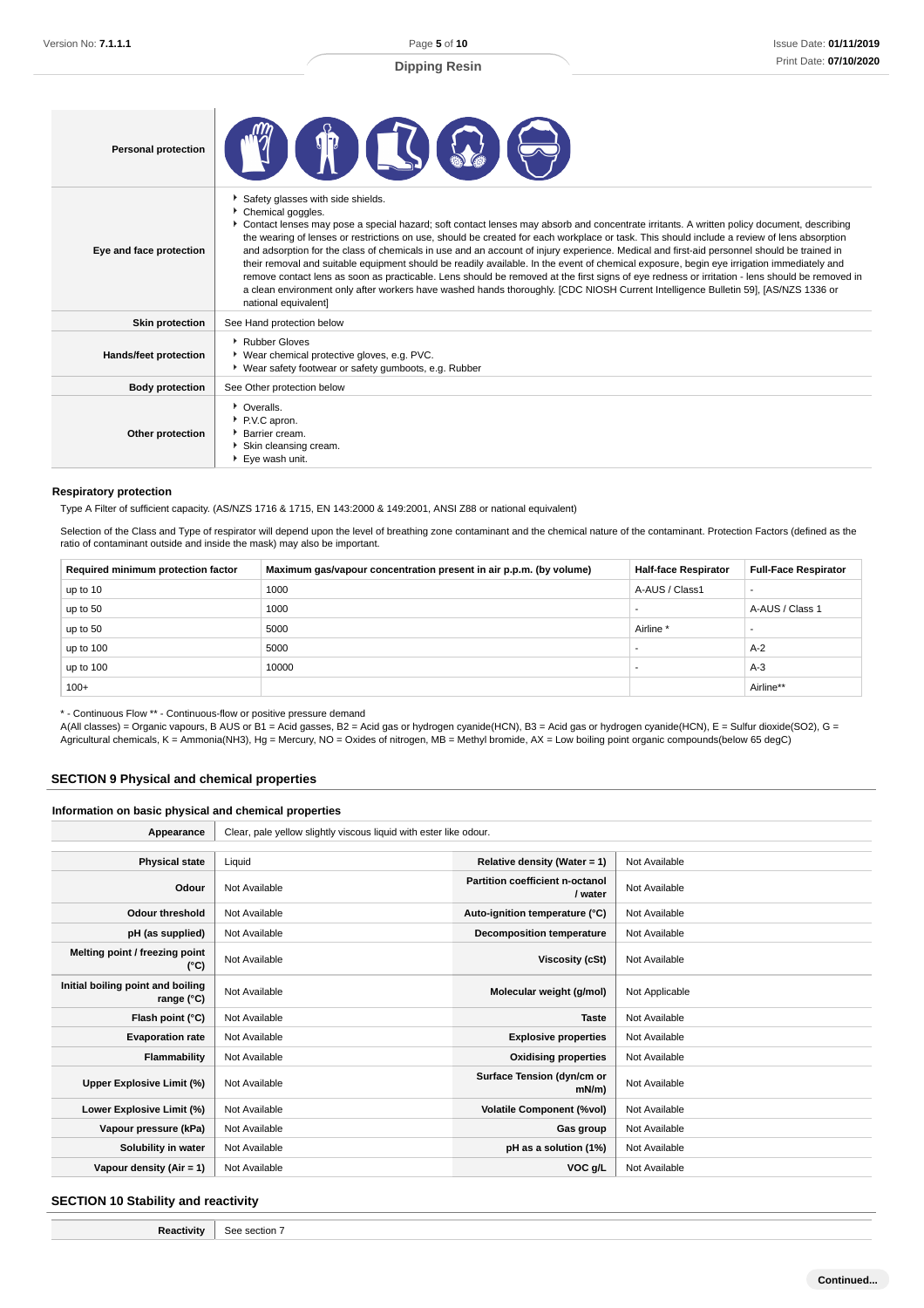| | |
|---|---|
| **Personal protection** | |
| **Eye and face protection** | ‣ Safety glasses with side shields.<br>‣ Chemical goggles.<br>‣ Contact lenses may pose a special hazard; soft contact lenses may absorb and concentrate irritants. A written policy document, describing the wearing of lenses or restrictions on use, should be created for each workplace or task. This should include a review of lens absorption and adsorption for the class of chemicals in use and an account of injury experience. Medical and first-aid personnel should be trained in their removal and suitable equipment should be readily available. In the event of chemical exposure, begin eye irrigation immediately and remove contact lens as soon as practicable. Lens should be removed at the first signs of eye redness or irritation - lens should be removed in a clean environment only after workers have washed hands thoroughly. [CDC NIOSH Current Intelligence Bulletin 59], [AS/NZS 1336 or national equivalent] |
| **Skin protection** | See Hand protection below |
| **Hands/feet protection** | ‣ Rubber Gloves<br>‣ Wear chemical protective gloves, e.g. PVC.<br>‣ Wear safety footwear or safety gumboots, e.g. Rubber |
| **Body protection** | See Other protection below |
| **Other protection** | ‣ Overalls.<br>‣ P.V.C apron.<br>‣ Barrier cream.<br>‣ Skin cleansing cream.<br>‣ Eye wash unit. |

### Respiratory protection

Type A Filter of sufficient capacity. (AS/NZS 1716 & 1715, EN 143:2000 & 149:2001, ANSI Z88 or national equivalent)

Selection of the Class and Type of respirator will depend upon the level of breathing zone contaminant and the chemical nature of the contaminant. Protection Factors (defined as the ratio of contaminant outside and inside the mask) may also be important.

| Required minimum protection factor | Maximum gas/vapour concentration present in air p.p.m. (by volume) | Half-face Respirator | Full-Face Respirator |
|---|---|---|---|
| up to 10 | 1000 | A-AUS / Class1 | - |
| up to 50 | 1000 | - | A-AUS / Class 1 |
| up to 50 | 5000 | Airline * | - |
| up to 100 | 5000 | - | A-2 |
| up to 100 | 10000 | - | A-3 |
| 100+ | | | Airline** |

* - Continuous Flow ** - Continuous-flow or positive pressure demand
A(All classes) = Organic vapours, B AUS or B1 = Acid gasses, B2 = Acid gas or hydrogen cyanide(HCN), B3 = Acid gas or hydrogen cyanide(HCN), E = Sulfur dioxide(SO2), G = Agricultural chemicals, K = Ammonia(NH3), Hg = Mercury, NO = Oxides of nitrogen, MB = Methyl bromide, AX = Low boiling point organic compounds(below 65 degC)

## SECTION 9 Physical and chemical properties

### Information on basic physical and chemical properties

| | | | |
|---|---|---|---|
| **Appearance** | Clear, pale yellow slightly viscous liquid with ester like odour. | | |
| **Physical state** | Liquid | **Relative density (Water = 1)** | Not Available |
| **Odour** | Not Available | **Partition coefficient n-octanol / water** | Not Available |
| **Odour threshold** | Not Available | **Auto-ignition temperature (°C)** | Not Available |
| **pH (as supplied)** | Not Available | **Decomposition temperature** | Not Available |
| **Melting point / freezing point (°C)** | Not Available | **Viscosity (cSt)** | Not Available |
| **Initial boiling point and boiling range (°C)** | Not Available | **Molecular weight (g/mol)** | Not Applicable |
| **Flash point (°C)** | Not Available | **Taste** | Not Available |
| **Evaporation rate** | Not Available | **Explosive properties** | Not Available |
| **Flammability** | Not Available | **Oxidising properties** | Not Available |
| **Upper Explosive Limit (%)** | Not Available | **Surface Tension (dyn/cm or mN/m)** | Not Available |
| **Lower Explosive Limit (%)** | Not Available | **Volatile Component (%vol)** | Not Available |
| **Vapour pressure (kPa)** | Not Available | **Gas group** | Not Available |
| **Solubility in water** | Not Available | **pH as a solution (1%)** | Not Available |
| **Vapour density (Air = 1)** | Not Available | **VOC g/L** | Not Available |

## SECTION 10 Stability and reactivity

| | |
|---|---|
| **Reactivity** | See section 7 |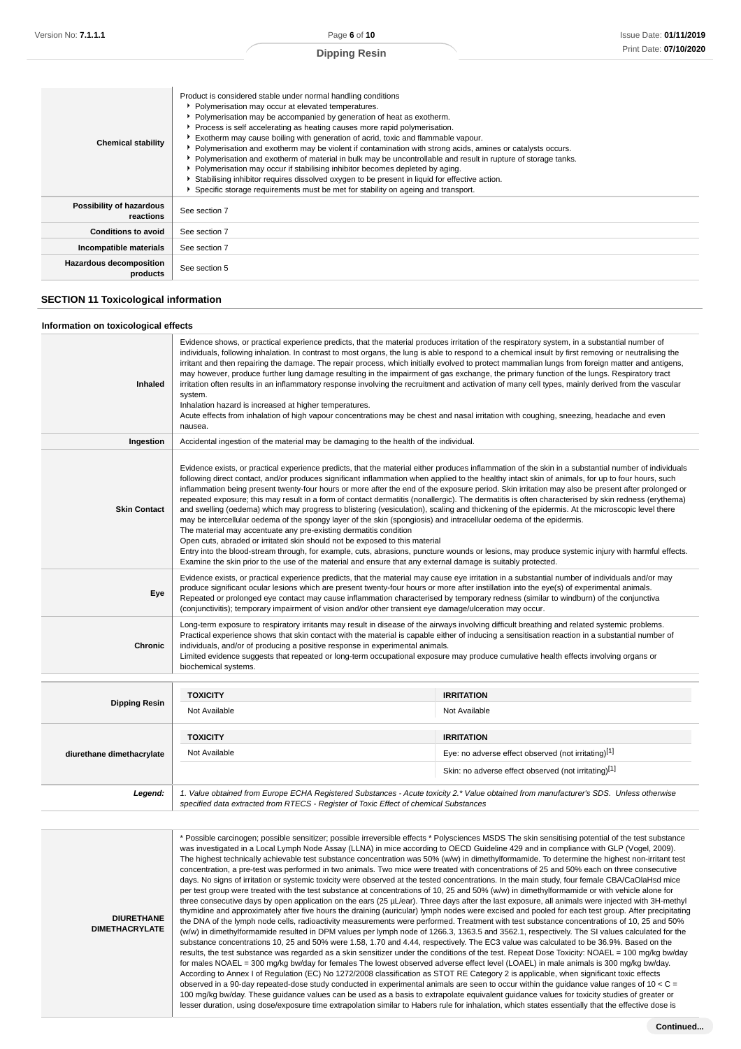| | |
|---|---|
| **Chemical stability** | Product is considered stable under normal handling conditions<br>▸ Polymerisation may occur at elevated temperatures.<br>▸ Polymerisation may be accompanied by generation of heat as exotherm.<br>▸ Process is self accelerating as heating causes more rapid polymerisation.<br>▸ Exotherm may cause boiling with generation of acrid, toxic and flammable vapour.<br>▸ Polymerisation and exotherm may be violent if contamination with strong acids, amines or catalysts occurs.<br>▸ Polymerisation and exotherm of material in bulk may be uncontrollable and result in rupture of storage tanks.<br>▸ Polymerisation may occur if stabilising inhibitor becomes depleted by aging.<br>▸ Stabilising inhibitor requires dissolved oxygen to be present in liquid for effective action.<br>▸ Specific storage requirements must be met for stability on ageing and transport. |
| **Possibility of hazardous reactions** | See section 7 |
| **Conditions to avoid** | See section 7 |
| **Incompatible materials** | See section 7 |
| **Hazardous decomposition products** | See section 5 |

## SECTION 11 Toxicological information

### Information on toxicological effects

| | |
|---|---|
| **Inhaled** | Evidence shows, or practical experience predicts, that the material produces irritation of the respiratory system, in a substantial number of individuals, following inhalation. In contrast to most organs, the lung is able to respond to a chemical insult by first removing or neutralising the irritant and then repairing the damage. The repair process, which initially evolved to protect mammalian lungs from foreign matter and antigens, may however, produce further lung damage resulting in the impairment of gas exchange, the primary function of the lungs. Respiratory tract irritation often results in an inflammatory response involving the recruitment and activation of many cell types, mainly derived from the vascular system.<br>Inhalation hazard is increased at higher temperatures.<br>Acute effects from inhalation of high vapour concentrations may be chest and nasal irritation with coughing, sneezing, headache and even nausea. |
| **Ingestion** | Accidental ingestion of the material may be damaging to the health of the individual. |
| **Skin Contact** | Evidence exists, or practical experience predicts, that the material either produces inflammation of the skin in a substantial number of individuals following direct contact, and/or produces significant inflammation when applied to the healthy intact skin of animals, for up to four hours, such inflammation being present twenty-four hours or more after the end of the exposure period. Skin irritation may also be present after prolonged or repeated exposure; this may result in a form of contact dermatitis (nonallergic). The dermatitis is often characterised by skin redness (erythema) and swelling (oedema) which may progress to blistering (vesiculation), scaling and thickening of the epidermis. At the microscopic level there may be intercellular oedema of the spongy layer of the skin (spongiosis) and intracellular oedema of the epidermis.<br>The material may accentuate any pre-existing dermatitis condition<br>Open cuts, abraded or irritated skin should not be exposed to this material<br>Entry into the blood-stream through, for example, cuts, abrasions, puncture wounds or lesions, may produce systemic injury with harmful effects. Examine the skin prior to the use of the material and ensure that any external damage is suitably protected. |
| **Eye** | Evidence exists, or practical experience predicts, that the material may cause eye irritation in a substantial number of individuals and/or may produce significant ocular lesions which are present twenty-four hours or more after instillation into the eye(s) of experimental animals.<br>Repeated or prolonged eye contact may cause inflammation characterised by temporary redness (similar to windburn) of the conjunctiva (conjunctivitis); temporary impairment of vision and/or other transient eye damage/ulceration may occur. |
| **Chronic** | Long-term exposure to respiratory irritants may result in disease of the airways involving difficult breathing and related systemic problems.<br>Practical experience shows that skin contact with the material is capable either of inducing a sensitisation reaction in a substantial number of individuals, and/or of producing a positive response in experimental animals.<br>Limited evidence suggests that repeated or long-term occupational exposure may produce cumulative health effects involving organs or biochemical systems. |

| | TOXICITY | IRRITATION |
|---|---|---|
| **Dipping Resin** | Not Available | Not Available |
| | **TOXICITY** | **IRRITATION** |
| **diurethane dimethacrylate** | Not Available | Eye: no adverse effect observed (not irritating)[1] |
| | | Skin: no adverse effect observed (not irritating)[1] |
| ***Legend:*** | *1. Value obtained from Europe ECHA Registered Substances - Acute toxicity 2.\* Value obtained from manufacturer's SDS. Unless otherwise specified data extracted from RTECS - Register of Toxic Effect of chemical Substances* | |

| | |
|---|---|
| **DIURETHANE DIMETHACRYLATE** | * Possible carcinogen; possible sensitizer; possible irreversible effects * Polysciences MSDS The skin sensitising potential of the test substance was investigated in a Local Lymph Node Assay (LLNA) in mice according to OECD Guideline 429 and in compliance with GLP (Vogel, 2009). The highest technically achievable test substance concentration was 50% (w/w) in dimethylformamide. To determine the highest non-irritant test concentration, a pre-test was performed in two animals. Two mice were treated with concentrations of 25 and 50% each on three consecutive days. No signs of irritation or systemic toxicity were observed at the tested concentrations. In the main study, four female CBA/CaOlaHsd mice per test group were treated with the test substance at concentrations of 10, 25 and 50% (w/w) in dimethylformamide or with vehicle alone for three consecutive days by open application on the ears (25 µL/ear). Three days after the last exposure, all animals were injected with 3H-methyl thymidine and approximately after five hours the draining (auricular) lymph nodes were excised and pooled for each test group. After precipitating the DNA of the lymph node cells, radioactivity measurements were performed. Treatment with test substance concentrations of 10, 25 and 50% (w/w) in dimethylformamide resulted in DPM values per lymph node of 1266.3, 1363.5 and 3562.1, respectively. The SI values calculated for the substance concentrations 10, 25 and 50% were 1.58, 1.70 and 4.44, respectively. The EC3 value was calculated to be 36.9%. Based on the results, the test substance was regarded as a skin sensitizer under the conditions of the test. Repeat Dose Toxicity: NOAEL = 100 mg/kg bw/day for males NOAEL = 300 mg/kg bw/day for females The lowest observed adverse effect level (LOAEL) in male animals is 300 mg/kg bw/day. According to Annex I of Regulation (EC) No 1272/2008 classification as STOT RE Category 2 is applicable, when significant toxic effects observed in a 90-day repeated-dose study conducted in experimental animals are seen to occur within the guidance value ranges of $10 < C = 100$ mg/kg bw/day. These guidance values can be used as a basis to extrapolate equivalent guidance values for toxicity studies of greater or lesser duration, using dose/exposure time extrapolation similar to Habers rule for inhalation, which states essentially that the effective dose is |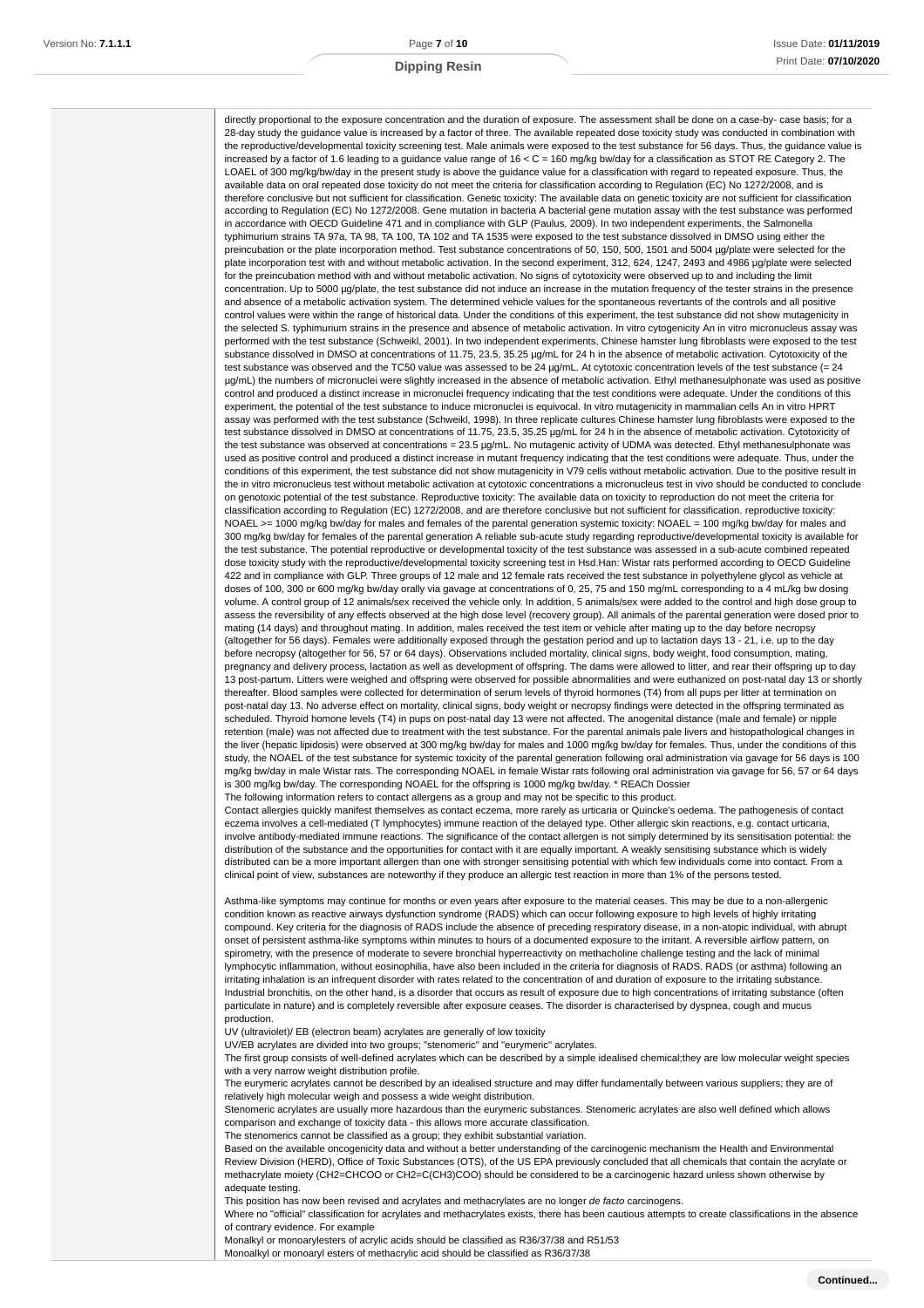directly proportional to the exposure concentration and the duration of exposure. The assessment shall be done on a case-by- case basis; for a 28-day study the guidance value is increased by a factor of three. The available repeated dose toxicity study was conducted in combination with the reproductive/developmental toxicity screening test. Male animals were exposed to the test substance for 56 days. Thus, the guidance value is increased by a factor of 1.6 leading to a guidance value range of 16 < C = 160 mg/kg bw/day for a classification as STOT RE Category 2. The LOAEL of 300 mg/kg/bw/day in the present study is above the guidance value for a classification with regard to repeated exposure. Thus, the available data on oral repeated dose toxicity do not meet the criteria for classification according to Regulation (EC) No 1272/2008, and is therefore conclusive but not sufficient for classification. Genetic toxicity: The available data on genetic toxicity are not sufficient for classification according to Regulation (EC) No 1272/2008. Gene mutation in bacteria A bacterial gene mutation assay with the test substance was performed in accordance with OECD Guideline 471 and in compliance with GLP (Paulus, 2009). In two independent experiments, the Salmonella typhimurium strains TA 97a, TA 98, TA 100, TA 102 and TA 1535 were exposed to the test substance dissolved in DMSO using either the preincubation or the plate incorporation method. Test substance concentrations of 50, 150, 500, 1501 and 5004 µg/plate were selected for the plate incorporation test with and without metabolic activation. In the second experiment, 312, 624, 1247, 2493 and 4986 µg/plate were selected for the preincubation method with and without metabolic activation. No signs of cytotoxicity were observed up to and including the limit concentration. Up to 5000 µg/plate, the test substance did not induce an increase in the mutation frequency of the tester strains in the presence and absence of a metabolic activation system. The determined vehicle values for the spontaneous revertants of the controls and all positive control values were within the range of historical data. Under the conditions of this experiment, the test substance did not show mutagenicity in the selected S. typhimurium strains in the presence and absence of metabolic activation. In vitro cytogenicity An in vitro micronucleus assay was performed with the test substance (Schweikl, 2001). In two independent experiments, Chinese hamster lung fibroblasts were exposed to the test substance dissolved in DMSO at concentrations of 11.75, 23.5, 35.25 µg/mL for 24 h in the absence of metabolic activation. Cytotoxicity of the test substance was observed and the TC50 value was assessed to be 24 µg/mL. At cytotoxic concentration levels of the test substance (= 24 µg/mL) the numbers of micronuclei were slightly increased in the absence of metabolic activation. Ethyl methanesulphonate was used as positive control and produced a distinct increase in micronuclei frequency indicating that the test conditions were adequate. Under the conditions of this experiment, the potential of the test substance to induce micronuclei is equivocal. In vitro mutagenicity in mammalian cells An in vitro HPRT assay was performed with the test substance (Schweikl, 1998). In three replicate cultures Chinese hamster lung fibroblasts were exposed to the test substance dissolved in DMSO at concentrations of 11.75, 23.5, 35.25 µg/mL for 24 h in the absence of metabolic activation. Cytotoxicity of the test substance was observed at concentrations = 23.5 µg/mL. No mutagenic activity of UDMA was detected. Ethyl methanesulphonate was used as positive control and produced a distinct increase in mutant frequency indicating that the test conditions were adequate. Thus, under the conditions of this experiment, the test substance did not show mutagenicity in V79 cells without metabolic activation. Due to the positive result in the in vitro micronucleus test without metabolic activation at cytotoxic concentrations a micronucleus test in vivo should be conducted to conclude on genotoxic potential of the test substance. Reproductive toxicity: The available data on toxicity to reproduction do not meet the criteria for classification according to Regulation (EC) 1272/2008, and are therefore conclusive but not sufficient for classification. reproductive toxicity: NOAEL >= 1000 mg/kg bw/day for males and females of the parental generation systemic toxicity: NOAEL = 100 mg/kg bw/day for males and 300 mg/kg bw/day for females of the parental generation A reliable sub-acute study regarding reproductive/developmental toxicity is available for the test substance. The potential reproductive or developmental toxicity of the test substance was assessed in a sub-acute combined repeated dose toxicity study with the reproductive/developmental toxicity screening test in Hsd.Han: Wistar rats performed according to OECD Guideline 422 and in compliance with GLP. Three groups of 12 male and 12 female rats received the test substance in polyethylene glycol as vehicle at doses of 100, 300 or 600 mg/kg bw/day orally via gavage at concentrations of 0, 25, 75 and 150 mg/mL corresponding to a 4 mL/kg bw dosing volume. A control group of 12 animals/sex received the vehicle only. In addition, 5 animals/sex were added to the control and high dose group to assess the reversibility of any effects observed at the high dose level (recovery group). All animals of the parental generation were dosed prior to mating (14 days) and throughout mating. In addition, males received the test item or vehicle after mating up to the day before necropsy (altogether for 56 days). Females were additionally exposed through the gestation period and up to lactation days 13 - 21, i.e. up to the day before necropsy (altogether for 56, 57 or 64 days). Observations included mortality, clinical signs, body weight, food consumption, mating, pregnancy and delivery process, lactation as well as development of offspring. The dams were allowed to litter, and rear their offspring up to day 13 post-partum. Litters were weighed and offspring were observed for possible abnormalities and were euthanized on post-natal day 13 or shortly thereafter. Blood samples were collected for determination of serum levels of thyroid hormones (T4) from all pups per litter at termination on post-natal day 13. No adverse effect on mortality, clinical signs, body weight or necropsy findings were detected in the offspring terminated as scheduled. Thyroid homone levels (T4) in pups on post-natal day 13 were not affected. The anogenital distance (male and female) or nipple retention (male) was not affected due to treatment with the test substance. For the parental animals pale livers and histopathological changes in the liver (hepatic lipidosis) were observed at 300 mg/kg bw/day for males and 1000 mg/kg bw/day for females. Thus, under the conditions of this study, the NOAEL of the test substance for systemic toxicity of the parental generation following oral administration via gavage for 56 days is 100 mg/kg bw/day in male Wistar rats. The corresponding NOAEL in female Wistar rats following oral administration via gavage for 56, 57 or 64 days is 300 mg/kg bw/day. The corresponding NOAEL for the offspring is 1000 mg/kg bw/day. * REACh Dossier

The following information refers to contact allergens as a group and may not be specific to this product.

Contact allergies quickly manifest themselves as contact eczema, more rarely as urticaria or Quincke's oedema. The pathogenesis of contact eczema involves a cell-mediated (T lymphocytes) immune reaction of the delayed type. Other allergic skin reactions, e.g. contact urticaria, involve antibody-mediated immune reactions. The significance of the contact allergen is not simply determined by its sensitisation potential: the distribution of the substance and the opportunities for contact with it are equally important. A weakly sensitising substance which is widely distributed can be a more important allergen than one with stronger sensitising potential with which few individuals come into contact. From a clinical point of view, substances are noteworthy if they produce an allergic test reaction in more than 1% of the persons tested.

Asthma-like symptoms may continue for months or even years after exposure to the material ceases. This may be due to a non-allergenic condition known as reactive airways dysfunction syndrome (RADS) which can occur following exposure to high levels of highly irritating compound. Key criteria for the diagnosis of RADS include the absence of preceding respiratory disease, in a non-atopic individual, with abrupt onset of persistent asthma-like symptoms within minutes to hours of a documented exposure to the irritant. A reversible airflow pattern, on spirometry, with the presence of moderate to severe bronchial hyperreactivity on methacholine challenge testing and the lack of minimal lymphocytic inflammation, without eosinophilia, have also been included in the criteria for diagnosis of RADS. RADS (or asthma) following an irritating inhalation is an infrequent disorder with rates related to the concentration of and duration of exposure to the irritating substance. Industrial bronchitis, on the other hand, is a disorder that occurs as result of exposure due to high concentrations of irritating substance (often particulate in nature) and is completely reversible after exposure ceases. The disorder is characterised by dyspnea, cough and mucus production.

UV (ultraviolet)/ EB (electron beam) acrylates are generally of low toxicity

UV/EB acrylates are divided into two groups; "stenomeric" and "eurymeric" acrylates.

The first group consists of well-defined acrylates which can be described by a simple idealised chemical;they are low molecular weight species with a very narrow weight distribution profile.

The eurymeric acrylates cannot be described by an idealised structure and may differ fundamentally between various suppliers; they are of relatively high molecular weigh and possess a wide weight distribution.

Stenomeric acrylates are usually more hazardous than the eurymeric substances. Stenomeric acrylates are also well defined which allows comparison and exchange of toxicity data - this allows more accurate classification.

The stenomerics cannot be classified as a group; they exhibit substantial variation.

Based on the available oncogenicity data and without a better understanding of the carcinogenic mechanism the Health and Environmental Review Division (HERD), Office of Toxic Substances (OTS), of the US EPA previously concluded that all chemicals that contain the acrylate or methacrylate moiety (CH2=CHCOO or CH2=C(CH3)COO) should be considered to be a carcinogenic hazard unless shown otherwise by adequate testing.

This position has now been revised and acrylates and methacrylates are no longer *de facto* carcinogens.

Where no "official" classification for acrylates and methacrylates exists, there has been cautious attempts to create classifications in the absence of contrary evidence. For example

Monalkyl or monoarylesters of acrylic acids should be classified as R36/37/38 and R51/53

Monoalkyl or monoaryl esters of methacrylic acid should be classified as R36/37/38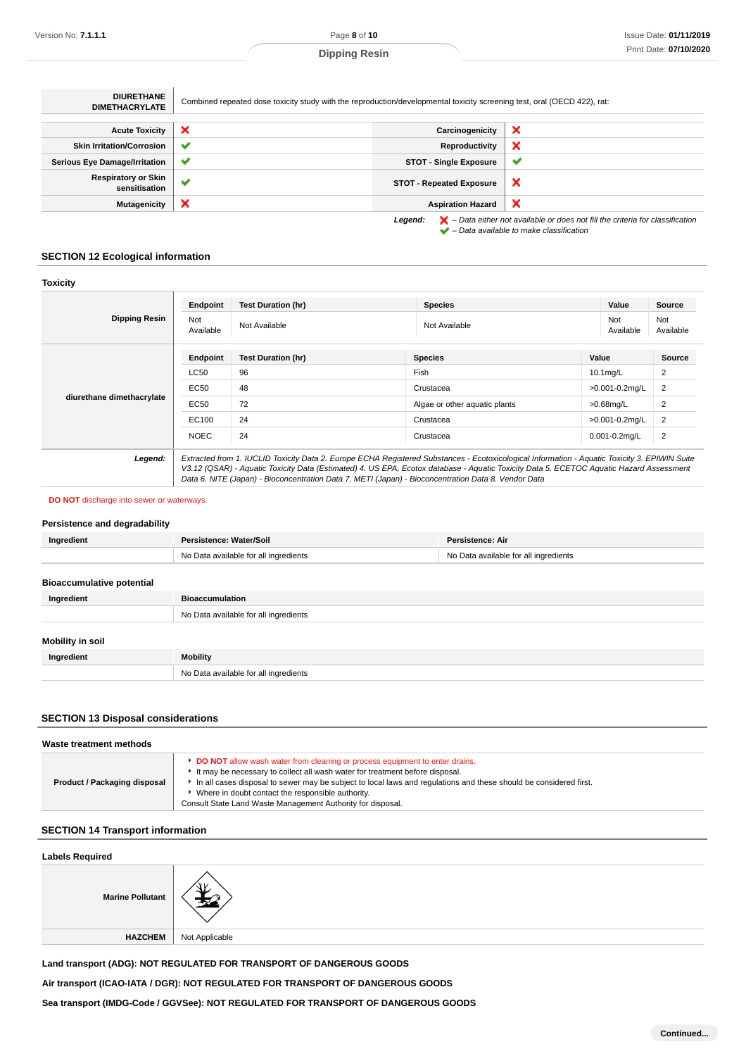| DIURETHANE DIMETHACRYLATE | Combined repeated dose toxicity study with the reproduction/developmental toxicity screening test, oral (OECD 422), rat: |
|---|---|

| | | | |
|---|---|---|---|
| **Acute Toxicity** | ✗ | **Carcinogenicity** | ✗ |
| **Skin Irritation/Corrosion** | ✔ | **Reproductivity** | ✗ |
| **Serious Eye Damage/Irritation** | ✔ | **STOT - Single Exposure** | ✔ |
| **Respiratory or Skin sensitisation** | ✔ | **STOT - Repeated Exposure** | ✗ |
| **Mutagenicity** | ✗ | **Aspiration Hazard** | ✗ |

*Legend:* ✗ *– Data either not available or does not fill the criteria for classification*
✔ *– Data available to make classification*

## SECTION 12 Ecological information

### Toxicity

**Dipping Resin**

| Endpoint | Test Duration (hr) | Species | Value | Source |
|---|---|---|---|---|
| Not Available | Not Available | Not Available | Not Available | Not Available |

**diurethane dimethacrylate**

| Endpoint | Test Duration (hr) | Species | Value | Source |
|---|---|---|---|---|
| LC50 | 96 | Fish | 10.1mg/L | 2 |
| EC50 | 48 | Crustacea | >0.001-0.2mg/L | 2 |
| EC50 | 72 | Algae or other aquatic plants | >0.68mg/L | 2 |
| EC100 | 24 | Crustacea | >0.001-0.2mg/L | 2 |
| NOEC | 24 | Crustacea | 0.001-0.2mg/L | 2 |

***Legend:*** *Extracted from 1. IUCLID Toxicity Data 2. Europe ECHA Registered Substances - Ecotoxicological Information - Aquatic Toxicity 3. EPIWIN Suite V3.12 (QSAR) - Aquatic Toxicity Data (Estimated) 4. US EPA, Ecotox database - Aquatic Toxicity Data 5. ECETOC Aquatic Hazard Assessment Data 6. NITE (Japan) - Bioconcentration Data 7. METI (Japan) - Bioconcentration Data 8. Vendor Data*

**DO NOT** discharge into sewer or waterways.

### Persistence and degradability

| Ingredient | Persistence: Water/Soil | Persistence: Air |
|---|---|---|
| | No Data available for all ingredients | No Data available for all ingredients |

### Bioaccumulative potential

| Ingredient | Bioaccumulation |
|---|---|
| | No Data available for all ingredients |

### Mobility in soil

| Ingredient | Mobility |
|---|---|
| | No Data available for all ingredients |

## SECTION 13 Disposal considerations

### Waste treatment methods

**Product / Packaging disposal**

- **DO NOT** allow wash water from cleaning or process equipment to enter drains.
- It may be necessary to collect all wash water for treatment before disposal.
- In all cases disposal to sewer may be subject to local laws and regulations and these should be considered first.
- Where in doubt contact the responsible authority.

Consult State Land Waste Management Authority for disposal.

## SECTION 14 Transport information

### Labels Required

| | |
|---|---|
| **Marine Pollutant** | |
| **HAZCHEM** | Not Applicable |

**Land transport (ADG): NOT REGULATED FOR TRANSPORT OF DANGEROUS GOODS**

**Air transport (ICAO-IATA / DGR): NOT REGULATED FOR TRANSPORT OF DANGEROUS GOODS**

**Sea transport (IMDG-Code / GGVSee): NOT REGULATED FOR TRANSPORT OF DANGEROUS GOODS**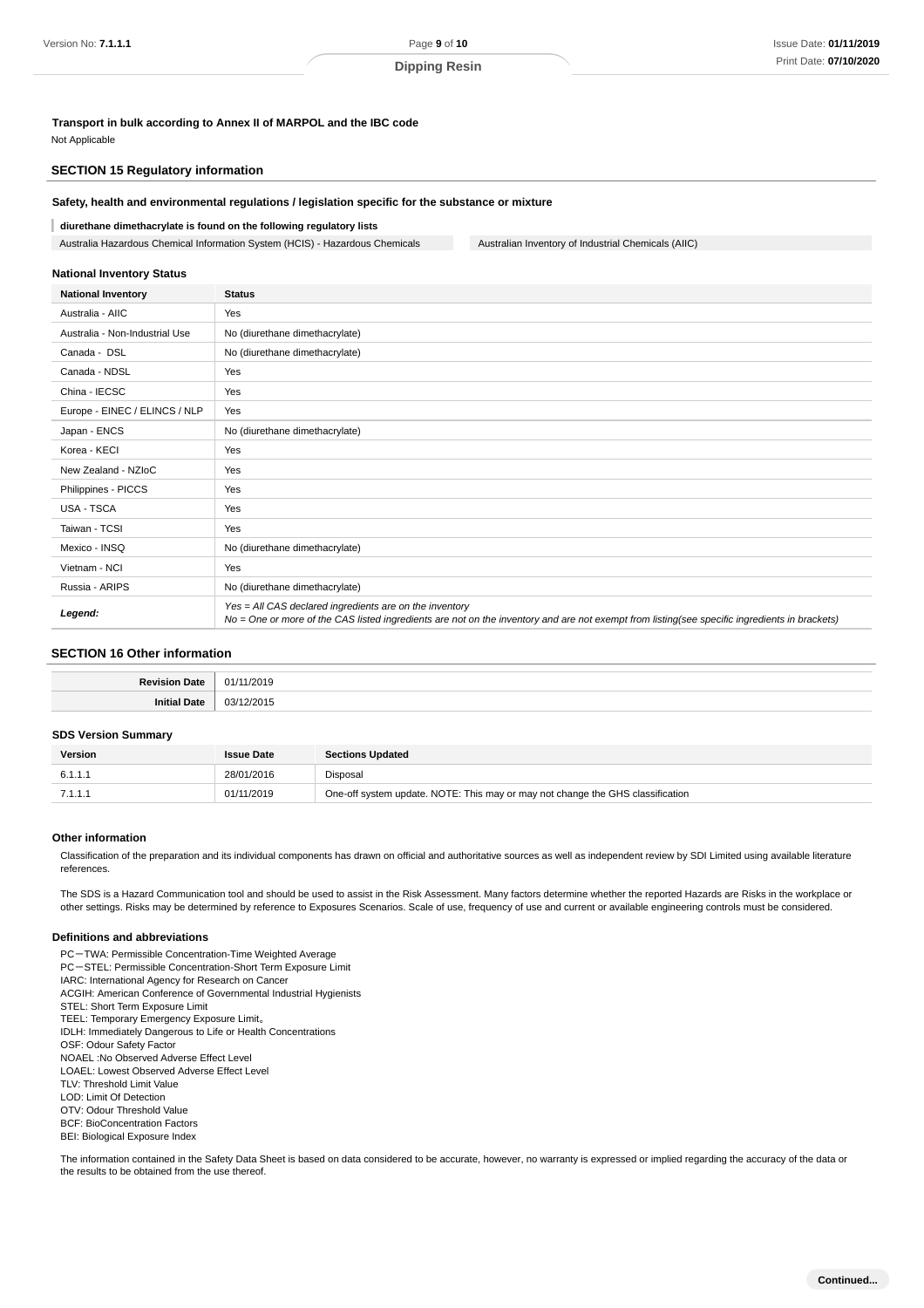**Transport in bulk according to Annex II of MARPOL and the IBC code**

Not Applicable

## SECTION 15 Regulatory information

**Safety, health and environmental regulations / legislation specific for the substance or mixture**

**diurethane dimethacrylate is found on the following regulatory lists**

| | |
|---|---|
| Australia Hazardous Chemical Information System (HCIS) - Hazardous Chemicals | Australian Inventory of Industrial Chemicals (AIIC) |

**National Inventory Status**

| National Inventory | Status |
|---|---|
| Australia - AIIC | Yes |
| Australia - Non-Industrial Use | No (diurethane dimethacrylate) |
| Canada - DSL | No (diurethane dimethacrylate) |
| Canada - NDSL | Yes |
| China - IECSC | Yes |
| Europe - EINEC / ELINCS / NLP | Yes |
| Japan - ENCS | No (diurethane dimethacrylate) |
| Korea - KECI | Yes |
| New Zealand - NZIoC | Yes |
| Philippines - PICCS | Yes |
| USA - TSCA | Yes |
| Taiwan - TCSI | Yes |
| Mexico - INSQ | No (diurethane dimethacrylate) |
| Vietnam - NCI | Yes |
| Russia - ARIPS | No (diurethane dimethacrylate) |
| ***Legend:*** | *Yes = All CAS declared ingredients are on the inventory*<br>*No = One or more of the CAS listed ingredients are not on the inventory and are not exempt from listing(see specific ingredients in brackets)* |

## SECTION 16 Other information

| | |
|---|---|
| **Revision Date** | 01/11/2019 |
| **Initial Date** | 03/12/2015 |

**SDS Version Summary**

| Version | Issue Date | Sections Updated |
|---|---|---|
| 6.1.1.1 | 28/01/2016 | Disposal |
| 7.1.1.1 | 01/11/2019 | One-off system update. NOTE: This may or may not change the GHS classification |

**Other information**

Classification of the preparation and its individual components has drawn on official and authoritative sources as well as independent review by SDI Limited using available literature references.

The SDS is a Hazard Communication tool and should be used to assist in the Risk Assessment. Many factors determine whether the reported Hazards are Risks in the workplace or other settings. Risks may be determined by reference to Exposures Scenarios. Scale of use, frequency of use and current or available engineering controls must be considered.

**Definitions and abbreviations**

PC－TWA: Permissible Concentration-Time Weighted Average
PC－STEL: Permissible Concentration-Short Term Exposure Limit
IARC: International Agency for Research on Cancer
ACGIH: American Conference of Governmental Industrial Hygienists
STEL: Short Term Exposure Limit
TEEL: Temporary Emergency Exposure Limit。
IDLH: Immediately Dangerous to Life or Health Concentrations
OSF: Odour Safety Factor
NOAEL :No Observed Adverse Effect Level
LOAEL: Lowest Observed Adverse Effect Level
TLV: Threshold Limit Value
LOD: Limit Of Detection
OTV: Odour Threshold Value
BCF: BioConcentration Factors
BEI: Biological Exposure Index

The information contained in the Safety Data Sheet is based on data considered to be accurate, however, no warranty is expressed or implied regarding the accuracy of the data or the results to be obtained from the use thereof.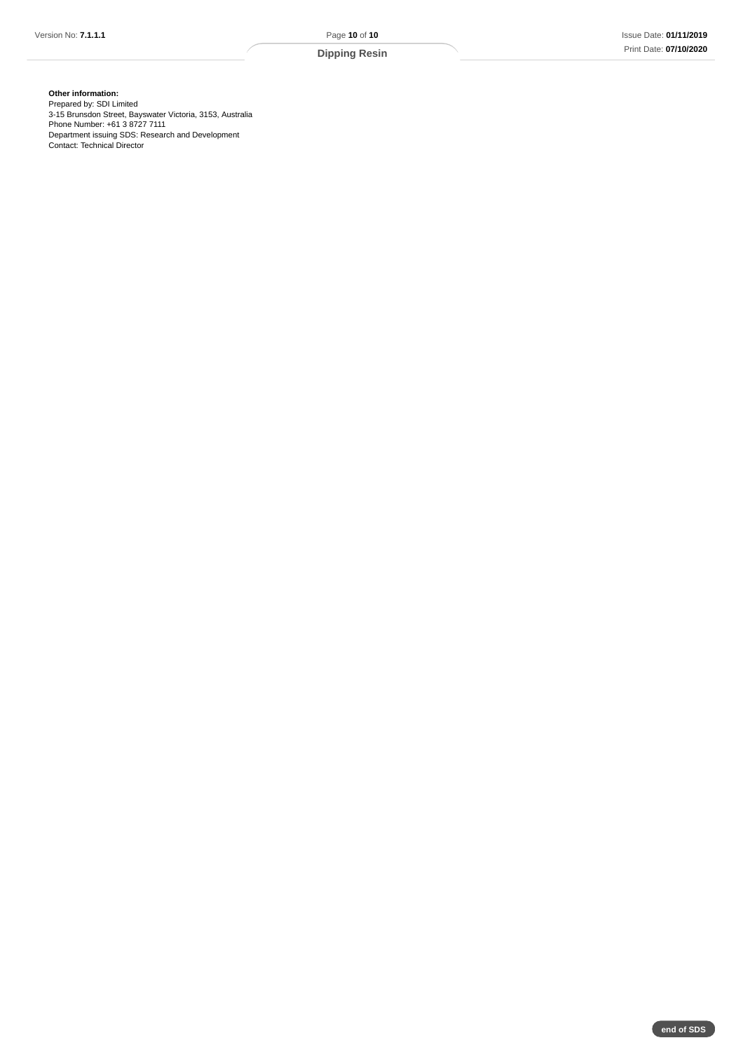**Other information:**

Prepared by: SDI Limited
3-15 Brunsdon Street, Bayswater Victoria, 3153, Australia
Phone Number: +61 3 8727 7111
Department issuing SDS: Research and Development
Contact: Technical Director

end of SDS